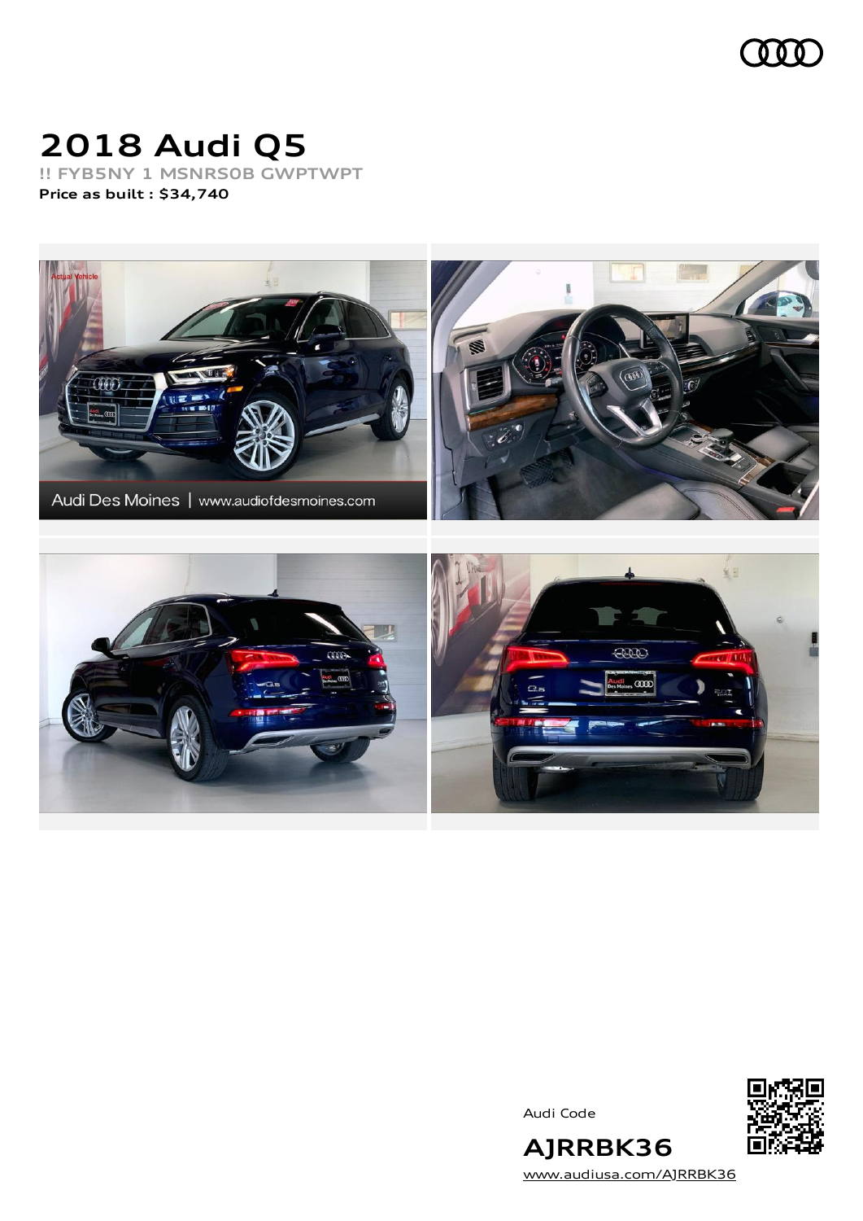# 2018 Audi Q5

**!! FYB5NY 1 MSNRS0B GWPTWPT**

**Price as built : $34,740**

Audi Code

## AJRRBK36

[www.audiusa.com/AJRRBK36](www.audiusa.com/AJRRBK36)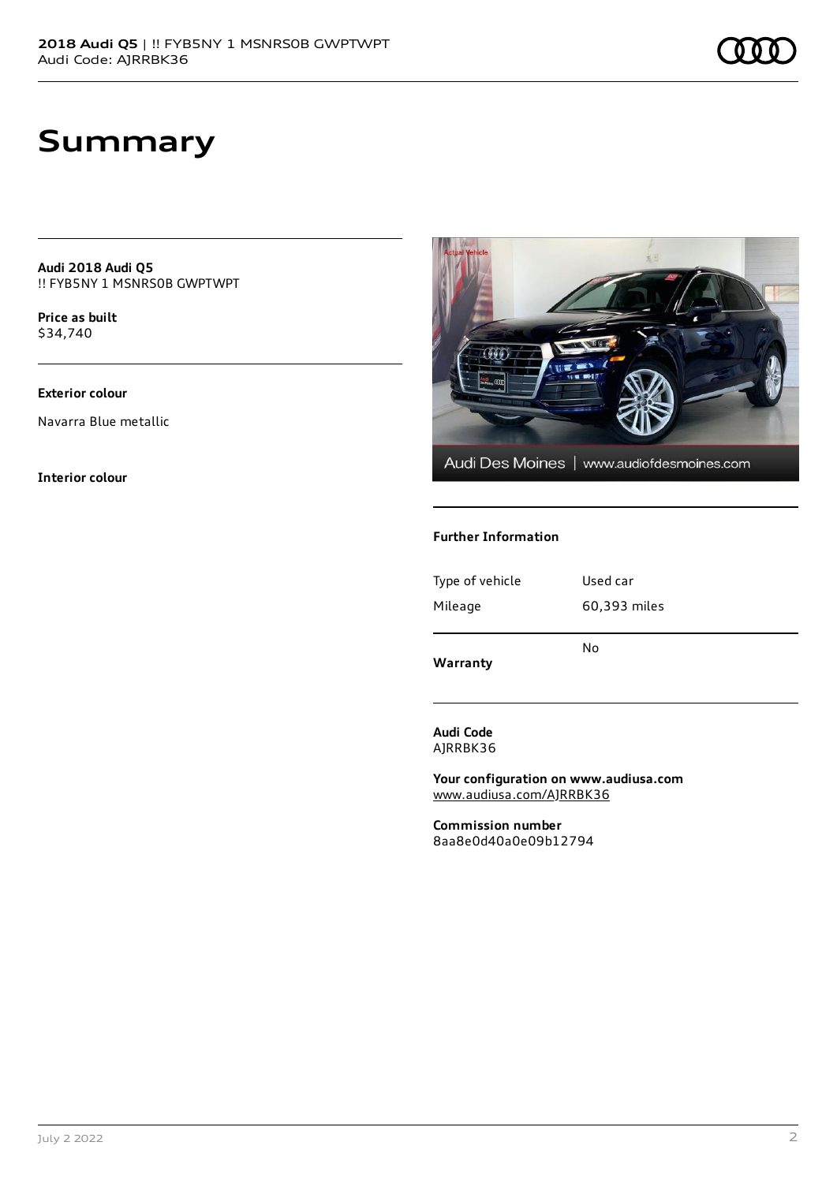# Summary

**Audi 2018 Audi Q5**
!! FYB5NY 1 MSNRS0B GWPTWPT

**Price as built**
$34,740

**Exterior colour**

Navarra Blue metallic

**Interior colour**

### Further Information

| Type of vehicle | Used car |
|---|---|
| Mileage | 60,393 miles |
| **Warranty** | No |

**Audi Code**
AJRRBK36

**Your configuration on www.audiusa.com**
www.audiusa.com/AJRRBK36

**Commission number**
8aa8e0d40a0e09b12794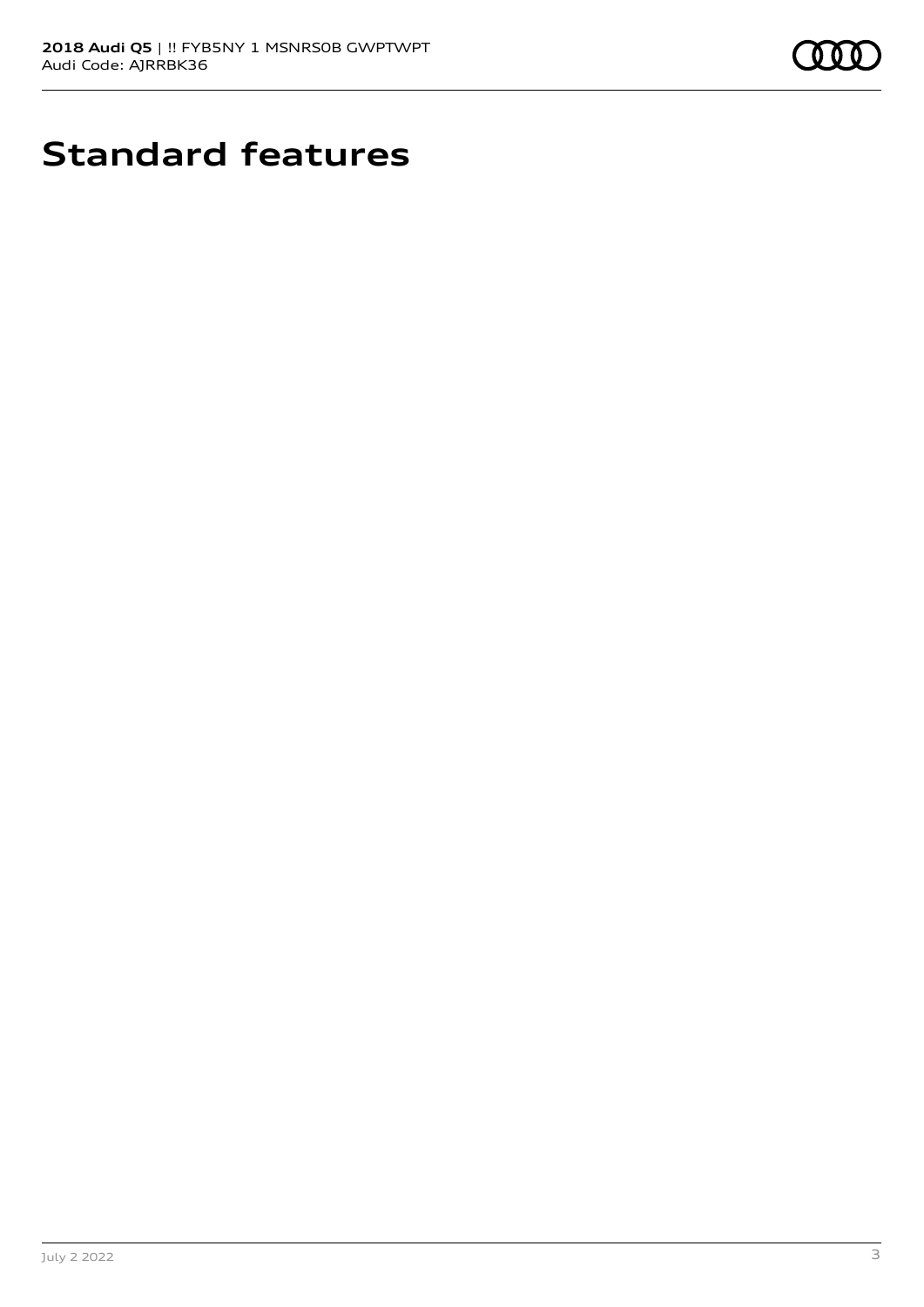# Standard features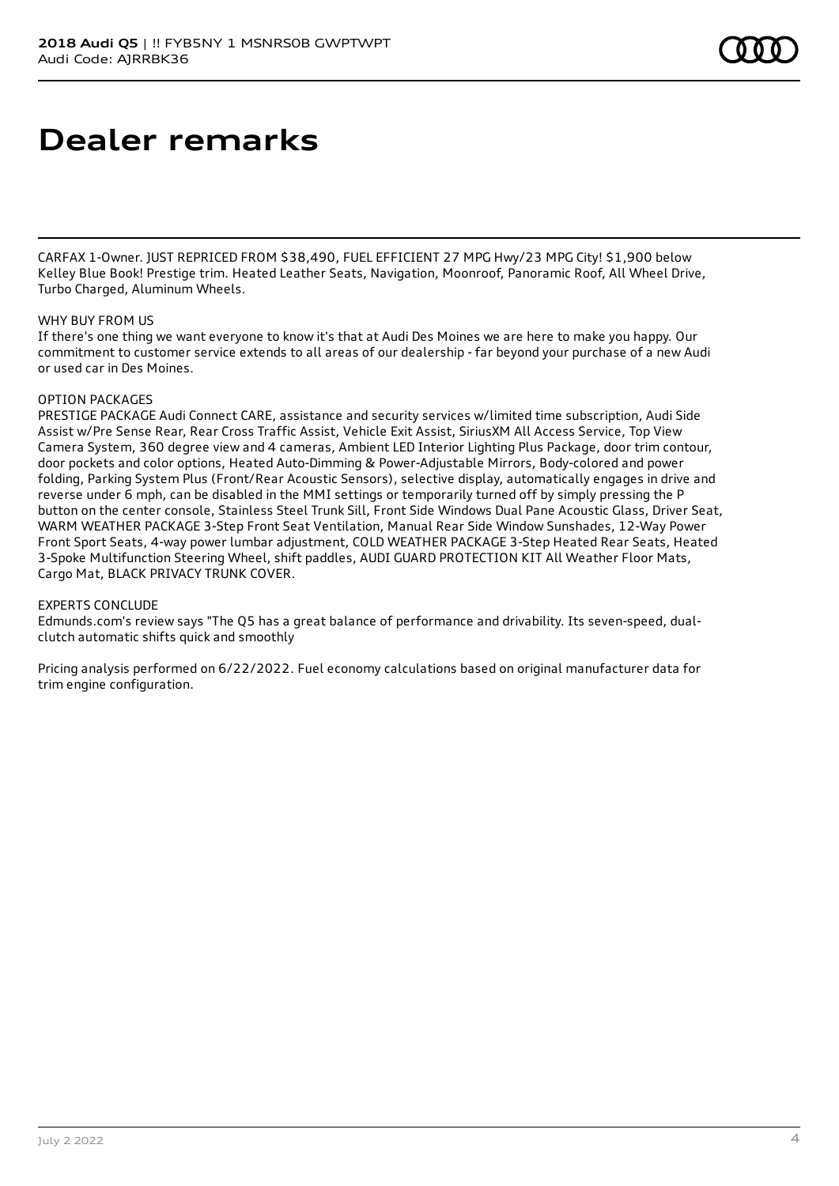# Dealer remarks

CARFAX 1-Owner. JUST REPRICED FROM $38,490, FUEL EFFICIENT 27 MPG Hwy/23 MPG City! $1,900 below Kelley Blue Book! Prestige trim. Heated Leather Seats, Navigation, Moonroof, Panoramic Roof, All Wheel Drive, Turbo Charged, Aluminum Wheels.

WHY BUY FROM US
If there's one thing we want everyone to know it's that at Audi Des Moines we are here to make you happy. Our commitment to customer service extends to all areas of our dealership - far beyond your purchase of a new Audi or used car in Des Moines.

OPTION PACKAGES
PRESTIGE PACKAGE Audi Connect CARE, assistance and security services w/limited time subscription, Audi Side Assist w/Pre Sense Rear, Rear Cross Traffic Assist, Vehicle Exit Assist, SiriusXM All Access Service, Top View Camera System, 360 degree view and 4 cameras, Ambient LED Interior Lighting Plus Package, door trim contour, door pockets and color options, Heated Auto-Dimming & Power-Adjustable Mirrors, Body-colored and power folding, Parking System Plus (Front/Rear Acoustic Sensors), selective display, automatically engages in drive and reverse under 6 mph, can be disabled in the MMI settings or temporarily turned off by simply pressing the P button on the center console, Stainless Steel Trunk Sill, Front Side Windows Dual Pane Acoustic Glass, Driver Seat, WARM WEATHER PACKAGE 3-Step Front Seat Ventilation, Manual Rear Side Window Sunshades, 12-Way Power Front Sport Seats, 4-way power lumbar adjustment, COLD WEATHER PACKAGE 3-Step Heated Rear Seats, Heated 3-Spoke Multifunction Steering Wheel, shift paddles, AUDI GUARD PROTECTION KIT All Weather Floor Mats, Cargo Mat, BLACK PRIVACY TRUNK COVER.

EXPERTS CONCLUDE
Edmunds.com's review says "The Q5 has a great balance of performance and drivability. Its seven-speed, dual-clutch automatic shifts quick and smoothly

Pricing analysis performed on 6/22/2022. Fuel economy calculations based on original manufacturer data for trim engine configuration.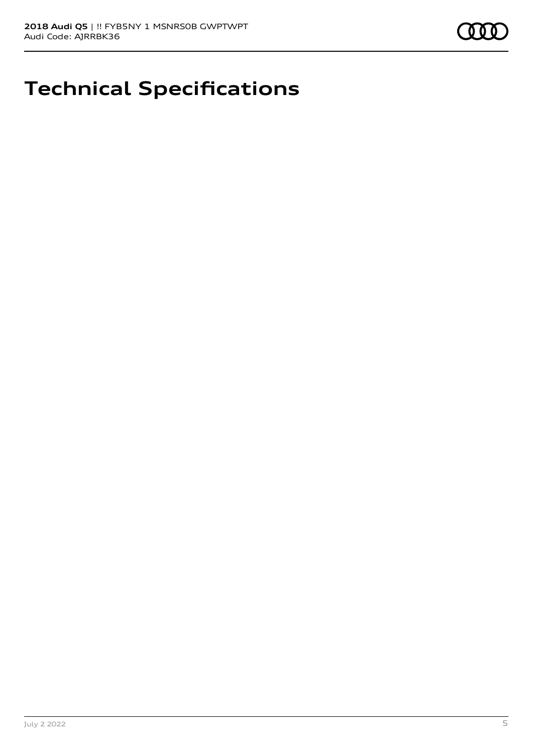# Technical Specifications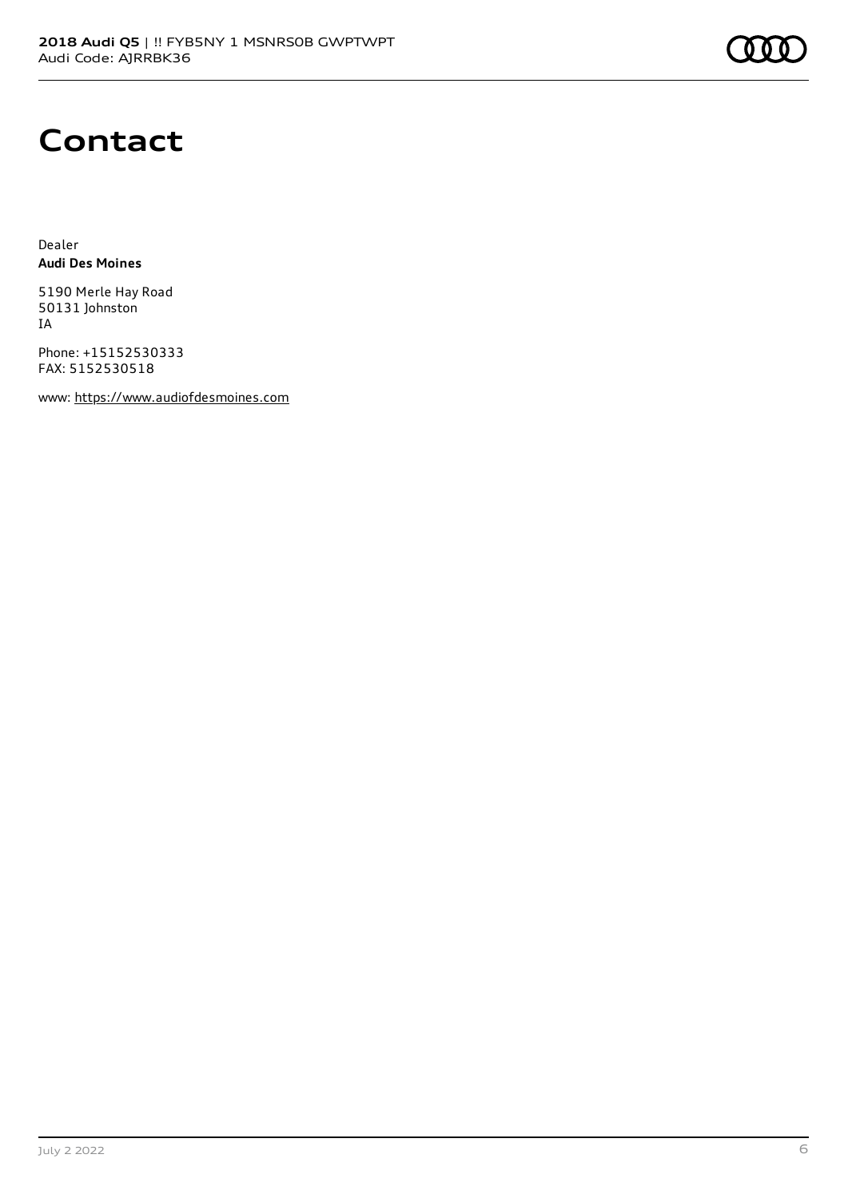# Contact

Dealer
**Audi Des Moines**

5190 Merle Hay Road
50131 Johnston
IA

Phone: +15152530333
FAX: 5152530518

www: https://www.audiofdesmoines.com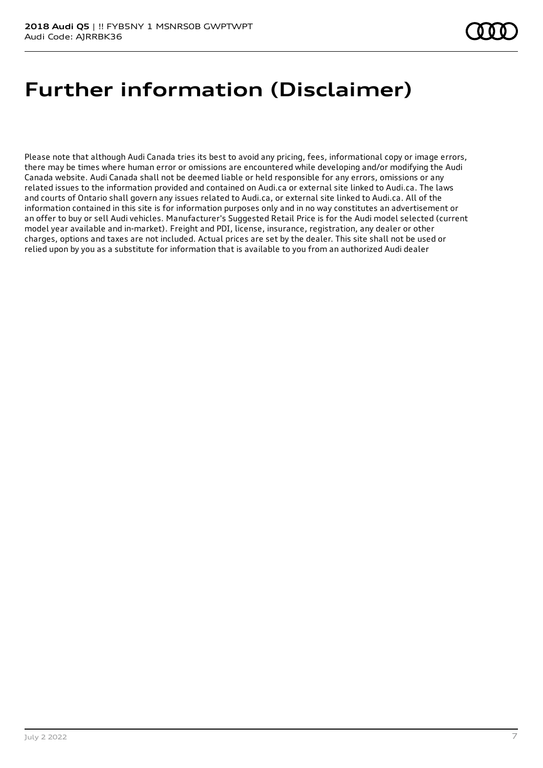# Further information (Disclaimer)

Please note that although Audi Canada tries its best to avoid any pricing, fees, informational copy or image errors, there may be times where human error or omissions are encountered while developing and/or modifying the Audi Canada website. Audi Canada shall not be deemed liable or held responsible for any errors, omissions or any related issues to the information provided and contained on Audi.ca or external site linked to Audi.ca. The laws and courts of Ontario shall govern any issues related to Audi.ca, or external site linked to Audi.ca. All of the information contained in this site is for information purposes only and in no way constitutes an advertisement or an offer to buy or sell Audi vehicles. Manufacturer's Suggested Retail Price is for the Audi model selected (current model year available and in-market). Freight and PDI, license, insurance, registration, any dealer or other charges, options and taxes are not included. Actual prices are set by the dealer. This site shall not be used or relied upon by you as a substitute for information that is available to you from an authorized Audi dealer